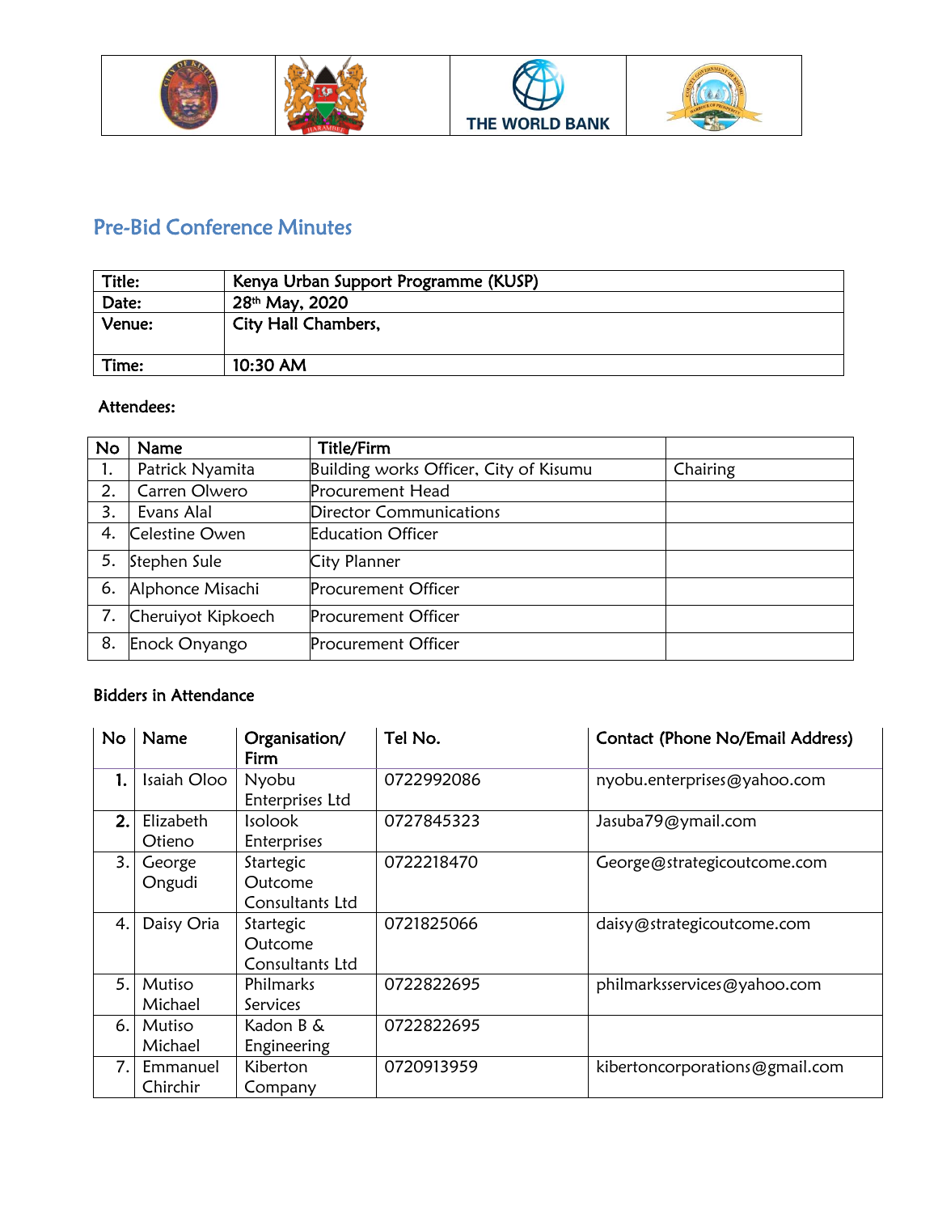| | | THE WORLD BANK | |
|---|---|---|---|

# Pre-Bid Conference Minutes

| Title: | Kenya Urban Support Programme (KUSP) |
|---|---|
| Date: | 28th May, 2020 |
| Venue: | City Hall Chambers, |
| Time: | 10:30 AM |

Attendees:

| No | Name | Title/Firm | |
|---|---|---|---|
| 1. | Patrick Nyamita | Building works Officer, City of Kisumu | Chairing |
| 2. | Carren Olwero | Procurement Head | |
| 3. | Evans Alal | Director Communications | |
| 4. | Celestine Owen | Education Officer | |
| 5. | Stephen Sule | City Planner | |
| 6. | Alphonce Misachi | Procurement Officer | |
| 7. | Cheruiyot Kipkoech | Procurement Officer | |
| 8. | Enock Onyango | Procurement Officer | |

**Bidders in Attendance**

| No | Name | Organisation/ Firm | Tel No. | Contact (Phone No/Email Address) |
|---|---|---|---|---|
| 1. | Isaiah Oloo | Nyobu Enterprises Ltd | 0722992086 | nyobu.enterprises@yahoo.com |
| 2. | Elizabeth Otieno | Isolook Enterprises | 0727845323 | Jasuba79@ymail.com |
| 3. | George Ongudi | Startegic Outcome Consultants Ltd | 0722218470 | George@strategicoutcome.com |
| 4. | Daisy Oria | Startegic Outcome Consultants Ltd | 0721825066 | daisy@strategicoutcome.com |
| 5. | Mutiso Michael | Philmarks Services | 0722822695 | philmarksservices@yahoo.com |
| 6. | Mutiso Michael | Kadon B & Engineering | 0722822695 | |
| 7. | Emmanuel Chirchir | Kiberton Company | 0720913959 | kibertoncorporations@gmail.com |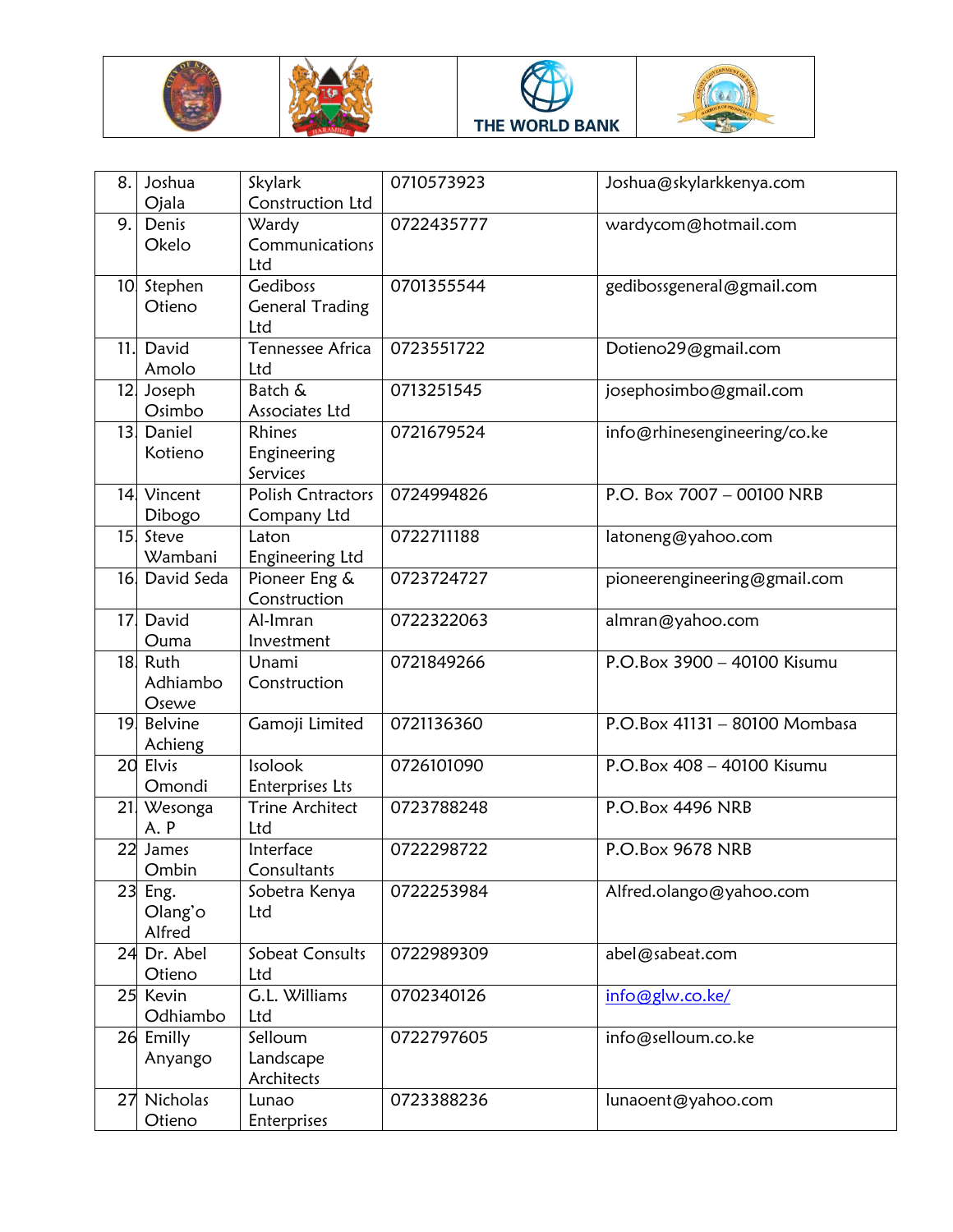| 8. | Joshua Ojala | Skylark Construction Ltd | 0710573923 | Joshua@skylarkkenya.com |
|---|---|---|---|---|
| 9. | Denis Okelo | Wardy Communications Ltd | 0722435777 | wardycom@hotmail.com |
| 10. | Stephen Otieno | Gediboss General Trading Ltd | 0701355544 | gedibossgeneral@gmail.com |
| 11. | David Amolo | Tennessee Africa Ltd | 0723551722 | Dotieno29@gmail.com |
| 12. | Joseph Osimbo | Batch & Associates Ltd | 0713251545 | josephosimbo@gmail.com |
| 13. | Daniel Kotieno | Rhines Engineering Services | 0721679524 | info@rhinesengineering/co.ke |
| 14. | Vincent Dibogo | Polish Cntractors Company Ltd | 0724994826 | P.O. Box 7007 – 00100 NRB |
| 15. | Steve Wambani | Laton Engineering Ltd | 0722711188 | latoneng@yahoo.com |
| 16. | David Seda | Pioneer Eng & Construction | 0723724727 | pioneerengineering@gmail.com |
| 17. | David Ouma | Al-Imran Investment | 0722322063 | almran@yahoo.com |
| 18. | Ruth Adhiambo Osewe | Unami Construction | 0721849266 | P.O.Box 3900 – 40100 Kisumu |
| 19. | Belvine Achieng | Gamoji Limited | 0721136360 | P.O.Box 41131 – 80100 Mombasa |
| 20. | Elvis Omondi | Isolook Enterprises Lts | 0726101090 | P.O.Box 408 – 40100 Kisumu |
| 21. | Wesonga A. P | Trine Architect Ltd | 0723788248 | P.O.Box 4496 NRB |
| 22. | James Ombin | Interface Consultants | 0722298722 | P.O.Box 9678 NRB |
| 23. | Eng. Olang'o Alfred | Sobetra Kenya Ltd | 0722253984 | Alfred.olango@yahoo.com |
| 24. | Dr. Abel Otieno | Sobeat Consults Ltd | 0722989309 | abel@sabeat.com |
| 25. | Kevin Odhiambo | G.L. Williams Ltd | 0702340126 | info@glw.co.ke/ |
| 26. | Emilly Anyango | Selloum Landscape Architects | 0722797605 | info@selloum.co.ke |
| 27. | Nicholas Otieno | Lunao Enterprises | 0723388236 | lunaoent@yahoo.com |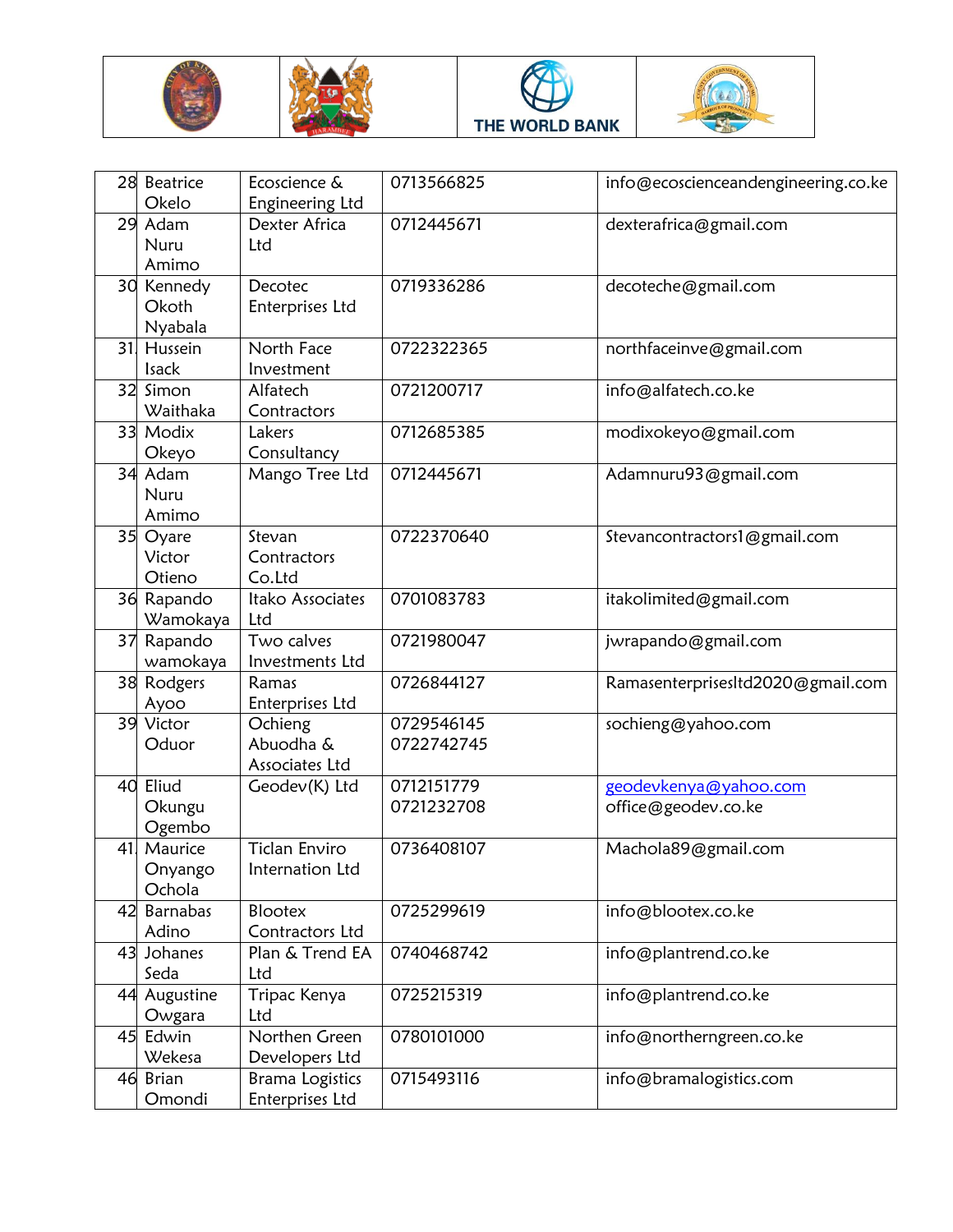| 28 | Beatrice Okelo | Ecoscience & Engineering Ltd | 0713566825 | info@ecoscienceandengineering.co.ke |
|---|---|---|---|---|
| 29 | Adam Nuru Amimo | Dexter Africa Ltd | 0712445671 | dexterafrica@gmail.com |
| 30 | Kennedy Okoth Nyabala | Decotec Enterprises Ltd | 0719336286 | decoteche@gmail.com |
| 31. | Hussein Isack | North Face Investment | 0722322365 | northfaceinve@gmail.com |
| 32 | Simon Waithaka | Alfatech Contractors | 0721200717 | info@alfatech.co.ke |
| 33 | Modix Okeyo | Lakers Consultancy | 0712685385 | modixokeyo@gmail.com |
| 34 | Adam Nuru Amimo | Mango Tree Ltd | 0712445671 | Adamnuru93@gmail.com |
| 35 | Oyare Victor Otieno | Stevan Contractors Co.Ltd | 0722370640 | Stevancontractors1@gmail.com |
| 36 | Rapando Wamokaya | Itako Associates Ltd | 0701083783 | itakolimited@gmail.com |
| 37 | Rapando wamokaya | Two calves Investments Ltd | 0721980047 | jwrapando@gmail.com |
| 38 | Rodgers Ayoo | Ramas Enterprises Ltd | 0726844127 | Ramasenterprisesltd2020@gmail.com |
| 39 | Victor Oduor | Ochieng Abuodha & Associates Ltd | 0729546145 0722742745 | sochieng@yahoo.com |
| 40 | Eliud Okungu Ogembo | Geodev(K) Ltd | 0712151779 0721232708 | geodevkenya@yahoo.com office@geodev.co.ke |
| 41. | Maurice Onyango Ochola | Ticlan Enviro Internation Ltd | 0736408107 | Machola89@gmail.com |
| 42 | Barnabas Adino | Blootex Contractors Ltd | 0725299619 | info@blootex.co.ke |
| 43 | Johanes Seda | Plan & Trend EA Ltd | 0740468742 | info@plantrend.co.ke |
| 44 | Augustine Owgara | Tripac Kenya Ltd | 0725215319 | info@plantrend.co.ke |
| 45 | Edwin Wekesa | Northen Green Developers Ltd | 0780101000 | info@northerngreen.co.ke |
| 46 | Brian Omondi | Brama Logistics Enterprises Ltd | 0715493116 | info@bramalogistics.com |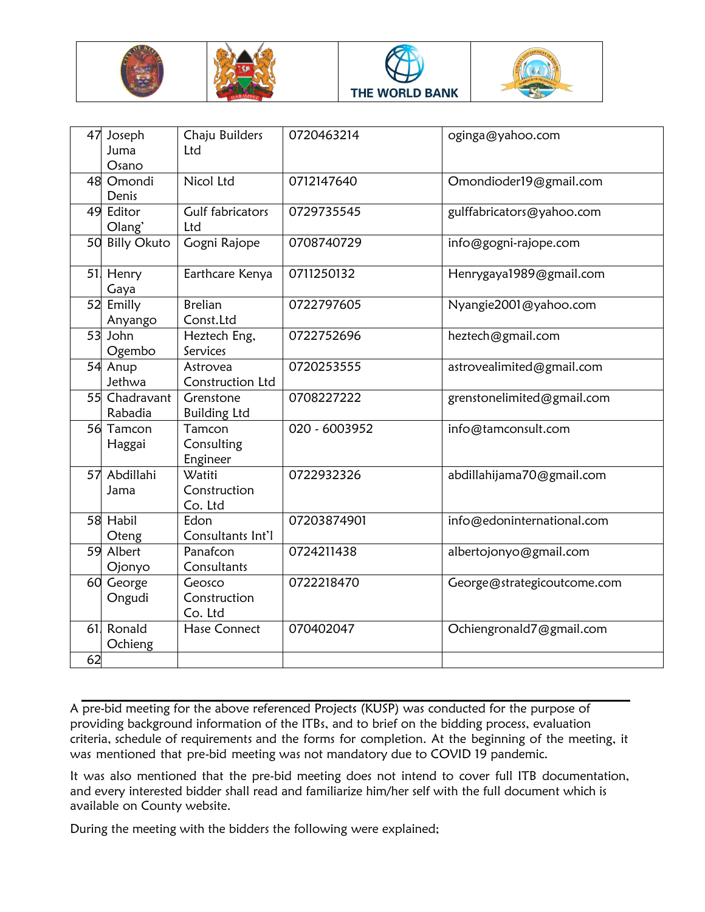| 47 | Joseph Juma Osano | Chaju Builders Ltd | 0720463214 | oginga@yahoo.com |
|---|---|---|---|---|
| 48 | Omondi Denis | Nicol Ltd | 0712147640 | Omondioder19@gmail.com |
| 49 | Editor Olang' | Gulf fabricators Ltd | 0729735545 | gulffabricators@yahoo.com |
| 50 | Billy Okuto | Gogni Rajope | 0708740729 | info@gogni-rajope.com |
| 51 | Henry Gaya | Earthcare Kenya | 0711250132 | Henrygaya1989@gmail.com |
| 52 | Emilly Anyango | Brelian Const.Ltd | 0722797605 | Nyangie2001@yahoo.com |
| 53 | John Ogembo | Heztech Eng, Services | 0722752696 | heztech@gmail.com |
| 54 | Anup Jethwa | Astrovea Construction Ltd | 0720253555 | astrovealimited@gmail.com |
| 55 | Chadravant Rabadia | Grenstone Building Ltd | 0708227222 | grenstonelimited@gmail.com |
| 56 | Tamcon Haggai | Tamcon Consulting Engineer | 020 - 6003952 | info@tamconsult.com |
| 57 | Abdillahi Jama | Watiti Construction Co. Ltd | 0722932326 | abdillahijama70@gmail.com |
| 58 | Habil Oteng | Edon Consultants Int'l | 07203874901 | info@edoninternational.com |
| 59 | Albert Ojonyo | Panafcon Consultants | 0724211438 | albertojonyo@gmail.com |
| 60 | George Ongudi | Geosco Construction Co. Ltd | 0722218470 | George@strategicoutcome.com |
| 61 | Ronald Ochieng | Hase Connect | 070402047 | Ochiengronald7@gmail.com |
| 62 | | | | |

A pre-bid meeting for the above referenced Projects (KUSP) was conducted for the purpose of providing background information of the ITBs, and to brief on the bidding process, evaluation criteria, schedule of requirements and the forms for completion. At the beginning of the meeting, it was mentioned that pre-bid meeting was not mandatory due to COVID 19 pandemic.

It was also mentioned that the pre-bid meeting does not intend to cover full ITB documentation, and every interested bidder shall read and familiarize him/her self with the full document which is available on County website.

During the meeting with the bidders the following were explained;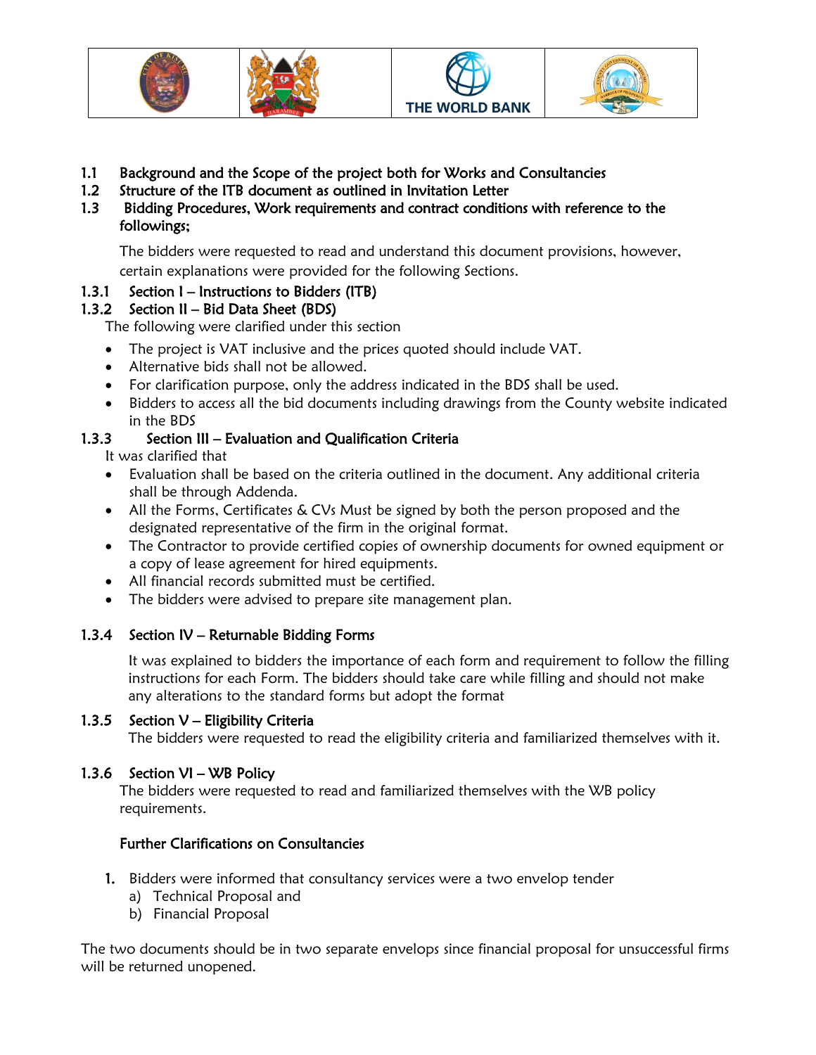THE WORLD BANK

1.1 **Background and the Scope of the project both for Works and Consultancies**

1.2 **Structure of the ITB document as outlined in Invitation Letter**

1.3 **Bidding Procedures, Work requirements and contract conditions with reference to the followings;**

The bidders were requested to read and understand this document provisions, however, certain explanations were provided for the following Sections.

1.3.1 **Section I – Instructions to Bidders (ITB)**

1.3.2 **Section II – Bid Data Sheet (BDS)**

The following were clarified under this section

- The project is VAT inclusive and the prices quoted should include VAT.
- Alternative bids shall not be allowed.
- For clarification purpose, only the address indicated in the BDS shall be used.
- Bidders to access all the bid documents including drawings from the County website indicated in the BDS

1.3.3 **Section III – Evaluation and Qualification Criteria**

It was clarified that

- Evaluation shall be based on the criteria outlined in the document. Any additional criteria shall be through Addenda.
- All the Forms, Certificates & CVs Must be signed by both the person proposed and the designated representative of the firm in the original format.
- The Contractor to provide certified copies of ownership documents for owned equipment or a copy of lease agreement for hired equipments.
- All financial records submitted must be certified.
- The bidders were advised to prepare site management plan.

1.3.4 **Section IV – Returnable Bidding Forms**

It was explained to bidders the importance of each form and requirement to follow the filling instructions for each Form. The bidders should take care while filling and should not make any alterations to the standard forms but adopt the format

1.3.5 **Section V – Eligibility Criteria**

The bidders were requested to read the eligibility criteria and familiarized themselves with it.

1.3.6 **Section VI – WB Policy**

The bidders were requested to read and familiarized themselves with the WB policy requirements.

**Further Clarifications on Consultancies**

1. Bidders were informed that consultancy services were a two envelop tender
   a) Technical Proposal and
   b) Financial Proposal

The two documents should be in two separate envelops since financial proposal for unsuccessful firms will be returned unopened.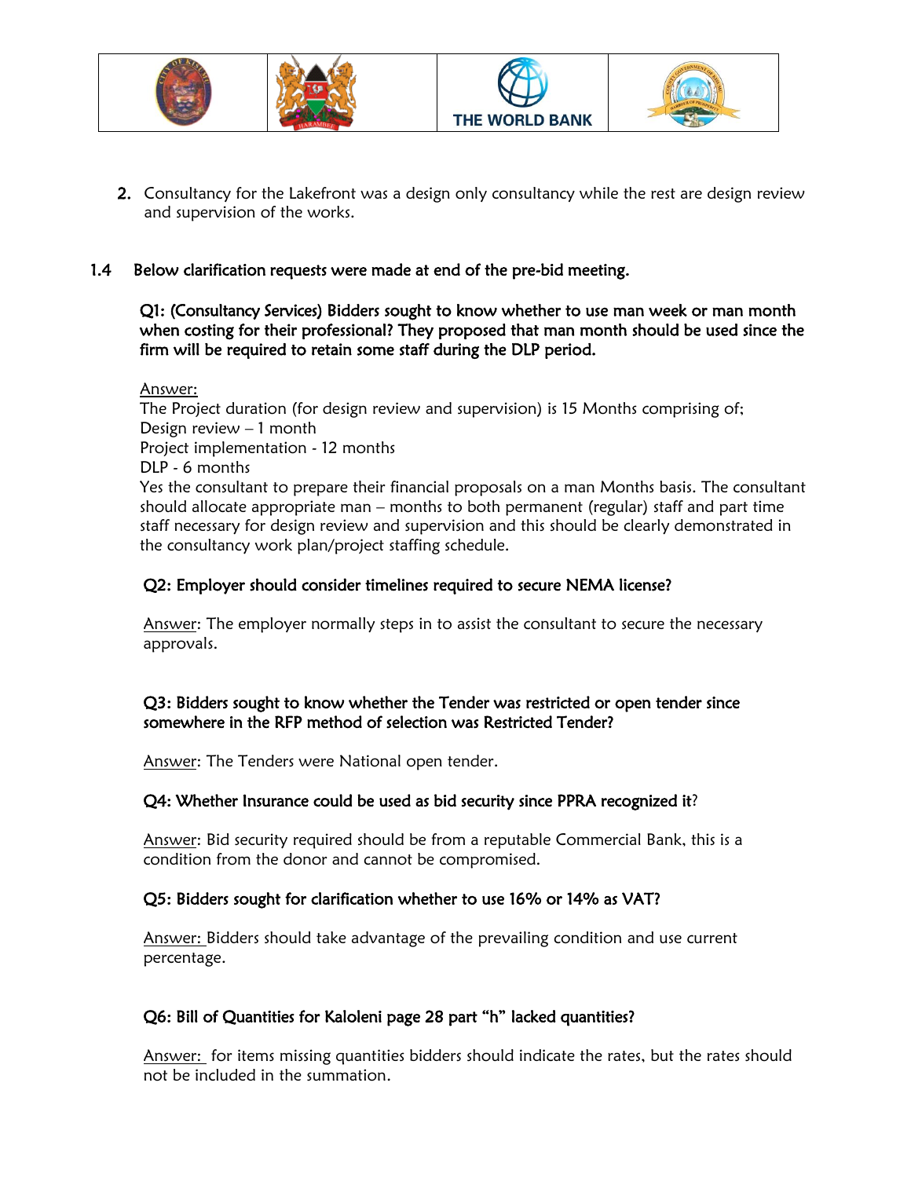2. Consultancy for the Lakefront was a design only consultancy while the rest are design review and supervision of the works.

## 1.4 Below clarification requests were made at end of the pre-bid meeting.

**Q1: (Consultancy Services) Bidders sought to know whether to use man week or man month when costing for their professional? They proposed that man month should be used since the firm will be required to retain some staff during the DLP period.**

Answer:
The Project duration (for design review and supervision) is 15 Months comprising of;
Design review – 1 month
Project implementation - 12 months
DLP - 6 months
Yes the consultant to prepare their financial proposals on a man Months basis. The consultant should allocate appropriate man – months to both permanent (regular) staff and part time staff necessary for design review and supervision and this should be clearly demonstrated in the consultancy work plan/project staffing schedule.

**Q2: Employer should consider timelines required to secure NEMA license?**

Answer: The employer normally steps in to assist the consultant to secure the necessary approvals.

**Q3: Bidders sought to know whether the Tender was restricted or open tender since somewhere in the RFP method of selection was Restricted Tender?**

Answer: The Tenders were National open tender.

**Q4: Whether Insurance could be used as bid security since PPRA recognized it?**

Answer: Bid security required should be from a reputable Commercial Bank, this is a condition from the donor and cannot be compromised.

**Q5: Bidders sought for clarification whether to use 16% or 14% as VAT?**

Answer: Bidders should take advantage of the prevailing condition and use current percentage.

**Q6: Bill of Quantities for Kaloleni page 28 part "h" lacked quantities?**

Answer: for items missing quantities bidders should indicate the rates, but the rates should not be included in the summation.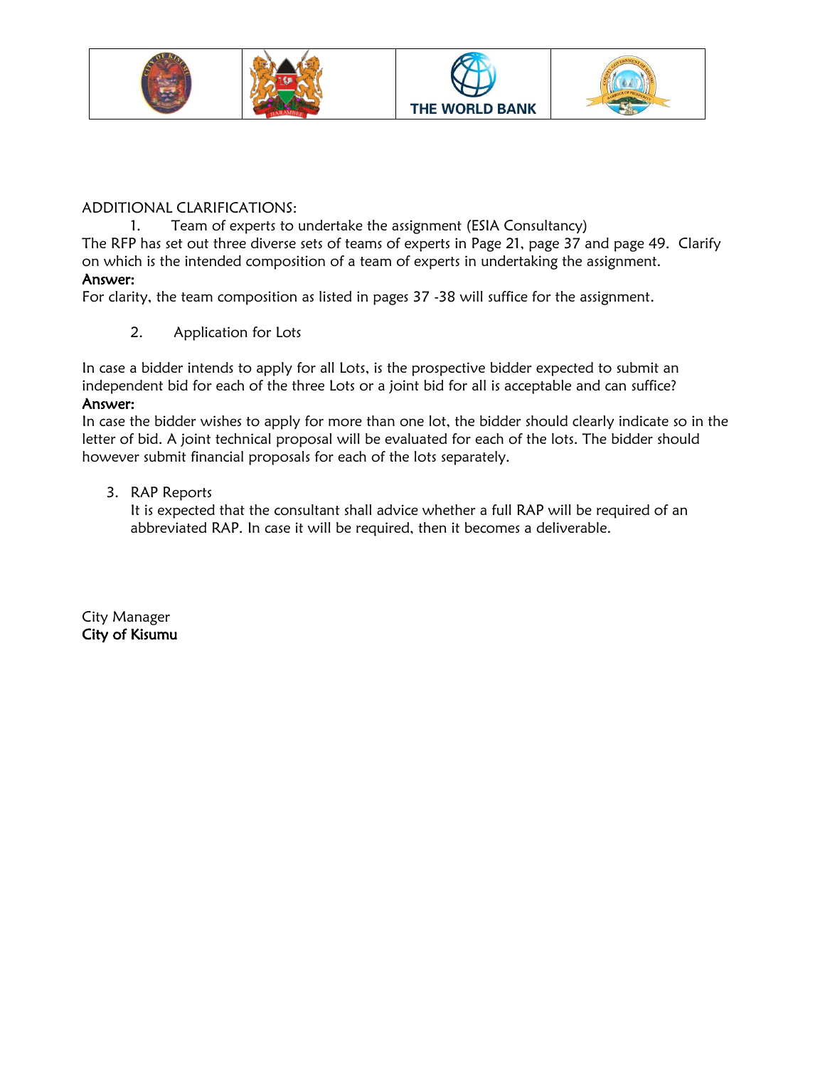ADDITIONAL CLARIFICATIONS:

1. Team of experts to undertake the assignment (ESIA Consultancy)

The RFP has set out three diverse sets of teams of experts in Page 21, page 37 and page 49. Clarify on which is the intended composition of a team of experts in undertaking the assignment.

**Answer:**

For clarity, the team composition as listed in pages 37 -38 will suffice for the assignment.

2. Application for Lots

In case a bidder intends to apply for all Lots, is the prospective bidder expected to submit an independent bid for each of the three Lots or a joint bid for all is acceptable and can suffice?

**Answer:**

In case the bidder wishes to apply for more than one lot, the bidder should clearly indicate so in the letter of bid. A joint technical proposal will be evaluated for each of the lots. The bidder should however submit financial proposals for each of the lots separately.

3. RAP Reports

   It is expected that the consultant shall advice whether a full RAP will be required of an abbreviated RAP. In case it will be required, then it becomes a deliverable.

City Manager
**City of Kisumu**